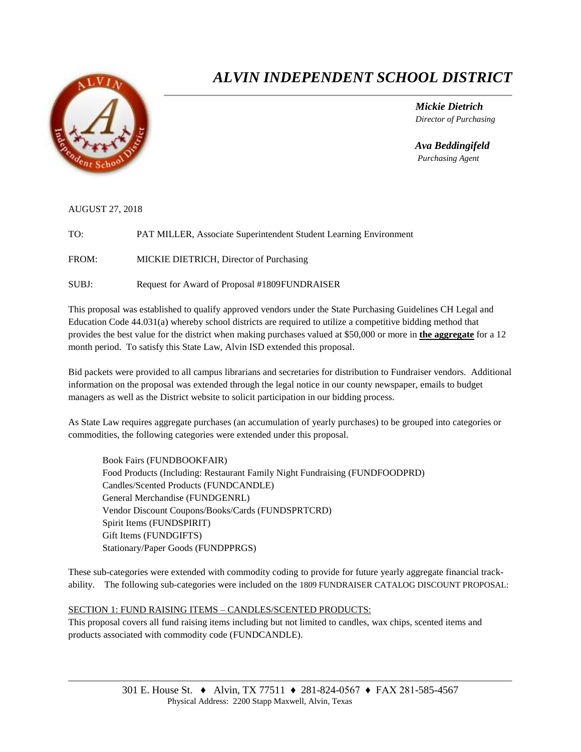# *ALVIN INDEPENDENT SCHOOL DISTRICT*

***Mickie Dietrich***
*Director of Purchasing*

***Ava Beddingifeld***
*Purchasing Agent*

AUGUST 27, 2018

TO: PAT MILLER, Associate Superintendent Student Learning Environment

FROM: MICKIE DIETRICH, Director of Purchasing

SUBJ: Request for Award of Proposal #1809FUNDRAISER

This proposal was established to qualify approved vendors under the State Purchasing Guidelines CH Legal and Education Code 44.031(a) whereby school districts are required to utilize a competitive bidding method that provides the best value for the district when making purchases valued at $50,000 or more in **the aggregate** for a 12 month period. To satisfy this State Law, Alvin ISD extended this proposal.

Bid packets were provided to all campus librarians and secretaries for distribution to Fundraiser vendors. Additional information on the proposal was extended through the legal notice in our county newspaper, emails to budget managers as well as the District website to solicit participation in our bidding process.

As State Law requires aggregate purchases (an accumulation of yearly purchases) to be grouped into categories or commodities, the following categories were extended under this proposal.

Book Fairs (FUNDBOOKFAIR)
Food Products (Including: Restaurant Family Night Fundraising (FUNDFOODPRD)
Candles/Scented Products (FUNDCANDLE)
General Merchandise (FUNDGENRL)
Vendor Discount Coupons/Books/Cards (FUNDSPRTCRD)
Spirit Items (FUNDSPIRIT)
Gift Items (FUNDGIFTS)
Stationary/Paper Goods (FUNDPPRGS)

These sub-categories were extended with commodity coding to provide for future yearly aggregate financial track-ability. The following sub-categories were included on the 1809 FUNDRAISER CATALOG DISCOUNT PROPOSAL:

SECTION 1: FUND RAISING ITEMS – CANDLES/SCENTED PRODUCTS:
This proposal covers all fund raising items including but not limited to candles, wax chips, scented items and products associated with commodity code (FUNDCANDLE).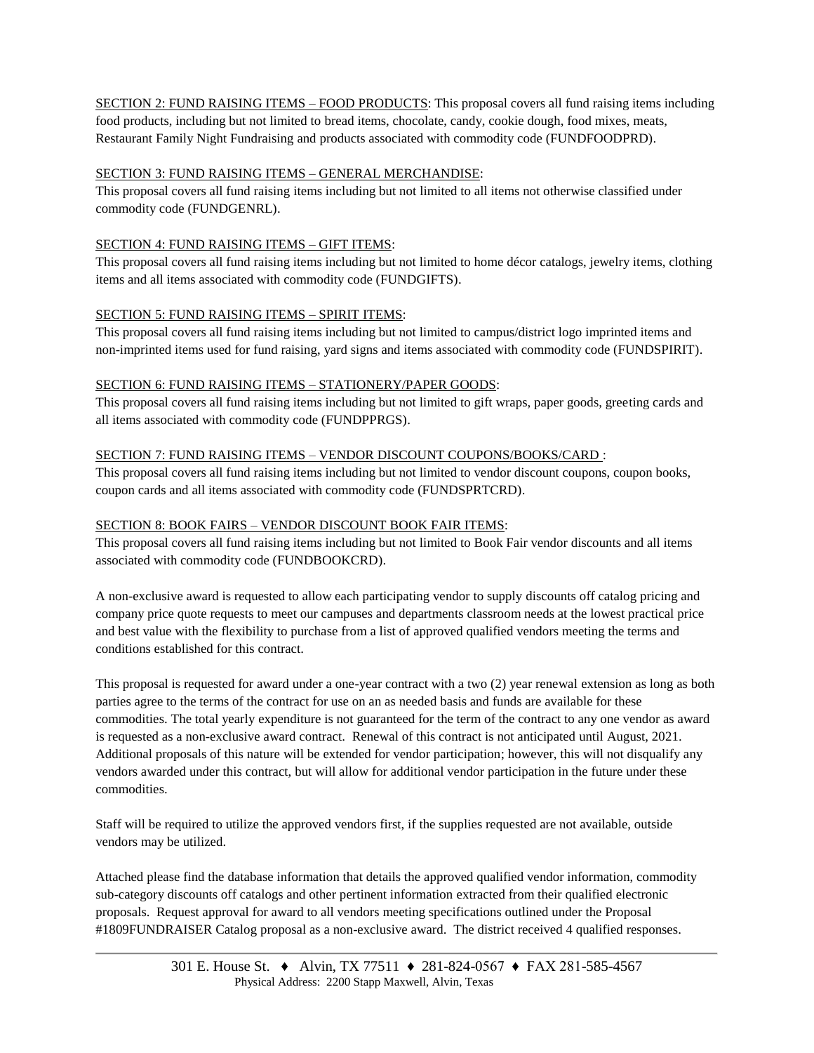SECTION 2: FUND RAISING ITEMS – FOOD PRODUCTS: This proposal covers all fund raising items including food products, including but not limited to bread items, chocolate, candy, cookie dough, food mixes, meats, Restaurant Family Night Fundraising and products associated with commodity code (FUNDFOODPRD).

SECTION 3: FUND RAISING ITEMS – GENERAL MERCHANDISE:
This proposal covers all fund raising items including but not limited to all items not otherwise classified under commodity code (FUNDGENRL).

SECTION 4: FUND RAISING ITEMS – GIFT ITEMS:
This proposal covers all fund raising items including but not limited to home décor catalogs, jewelry items, clothing items and all items associated with commodity code (FUNDGIFTS).

SECTION 5: FUND RAISING ITEMS – SPIRIT ITEMS:
This proposal covers all fund raising items including but not limited to campus/district logo imprinted items and non-imprinted items used for fund raising, yard signs and items associated with commodity code (FUNDSPIRIT).

SECTION 6: FUND RAISING ITEMS – STATIONERY/PAPER GOODS:
This proposal covers all fund raising items including but not limited to gift wraps, paper goods, greeting cards and all items associated with commodity code (FUNDPPRGS).

SECTION 7: FUND RAISING ITEMS – VENDOR DISCOUNT COUPONS/BOOKS/CARD :
This proposal covers all fund raising items including but not limited to vendor discount coupons, coupon books, coupon cards and all items associated with commodity code (FUNDSPRTCRD).

SECTION 8: BOOK FAIRS – VENDOR DISCOUNT BOOK FAIR ITEMS:
This proposal covers all fund raising items including but not limited to Book Fair vendor discounts and all items associated with commodity code (FUNDBOOKCRD).

A non-exclusive award is requested to allow each participating vendor to supply discounts off catalog pricing and company price quote requests to meet our campuses and departments classroom needs at the lowest practical price and best value with the flexibility to purchase from a list of approved qualified vendors meeting the terms and conditions established for this contract.

This proposal is requested for award under a one-year contract with a two (2) year renewal extension as long as both parties agree to the terms of the contract for use on an as needed basis and funds are available for these commodities. The total yearly expenditure is not guaranteed for the term of the contract to any one vendor as award is requested as a non-exclusive award contract. Renewal of this contract is not anticipated until August, 2021. Additional proposals of this nature will be extended for vendor participation; however, this will not disqualify any vendors awarded under this contract, but will allow for additional vendor participation in the future under these commodities.

Staff will be required to utilize the approved vendors first, if the supplies requested are not available, outside vendors may be utilized.

Attached please find the database information that details the approved qualified vendor information, commodity sub-category discounts off catalogs and other pertinent information extracted from their qualified electronic proposals. Request approval for award to all vendors meeting specifications outlined under the Proposal #1809FUNDRAISER Catalog proposal as a non-exclusive award. The district received 4 qualified responses.

301 E. House St. ♦ Alvin, TX 77511 ♦ 281-824-0567 ♦ FAX 281-585-4567
Physical Address: 2200 Stapp Maxwell, Alvin, Texas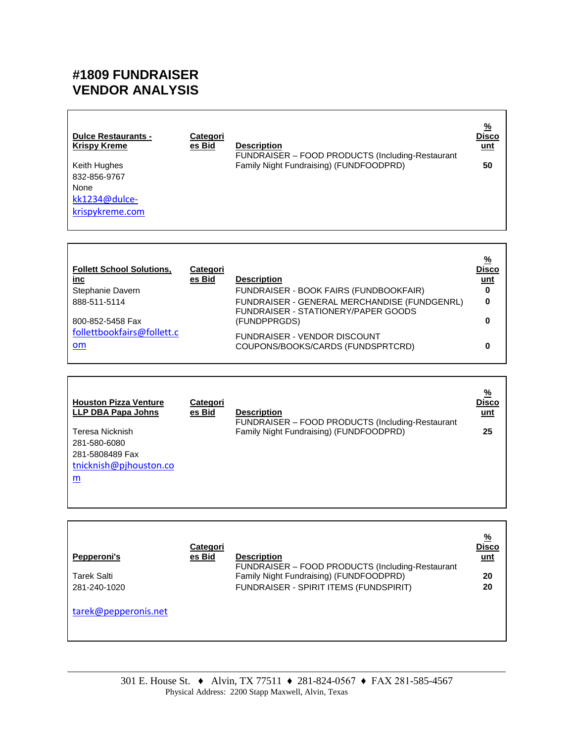# #1809 FUNDRAISER VENDOR ANALYSIS

| Dulce Restaurants - Krispy Kreme | Categories Bid | Description | % Discount |
|---|---|---|---|
| Keith Hughes<br>832-856-9767<br>None<br>kk1234@dulce-krispykreme.com | | FUNDRAISER – FOOD PRODUCTS (Including-Restaurant Family Night Fundraising) (FUNDFOODPRD) | 50 |

| Follett School Solutions, inc | Categories Bid | Description | % Discount |
|---|---|---|---|
| Stephanie Davern | | FUNDRAISER - BOOK FAIRS (FUNDBOOKFAIR) | 0 |
| 888-511-5114 | | FUNDRAISER - GENERAL MERCHANDISE (FUNDGENRL) | 0 |
| 800-852-5458 Fax | | FUNDRAISER - STATIONERY/PAPER GOODS (FUNDPPRGDS) | 0 |
| follettbookfairs@follett.com | | FUNDRAISER - VENDOR DISCOUNT COUPONS/BOOKS/CARDS (FUNDSPRTCRD) | 0 |

| Houston Pizza Venture LLP DBA Papa Johns | Categories Bid | Description | % Discount |
|---|---|---|---|
| Teresa Nicknish<br>281-580-6080<br>281-5808489 Fax<br>tnicknish@pjhouston.com | | FUNDRAISER – FOOD PRODUCTS (Including-Restaurant Family Night Fundraising) (FUNDFOODPRD) | 25 |

| Pepperoni's | Categories Bid | Description | % Discount |
|---|---|---|---|
| Tarek Salti | | FUNDRAISER – FOOD PRODUCTS (Including-Restaurant Family Night Fundraising) (FUNDFOODPRD) | 20 |
| 281-240-1020 | | FUNDRAISER - SPIRIT ITEMS (FUNDSPIRIT) | 20 |
| tarek@pepperonis.net | | | |

301 E. House St. ♦ Alvin, TX 77511 ♦ 281-824-0567 ♦ FAX 281-585-4567
Physical Address: 2200 Stapp Maxwell, Alvin, Texas